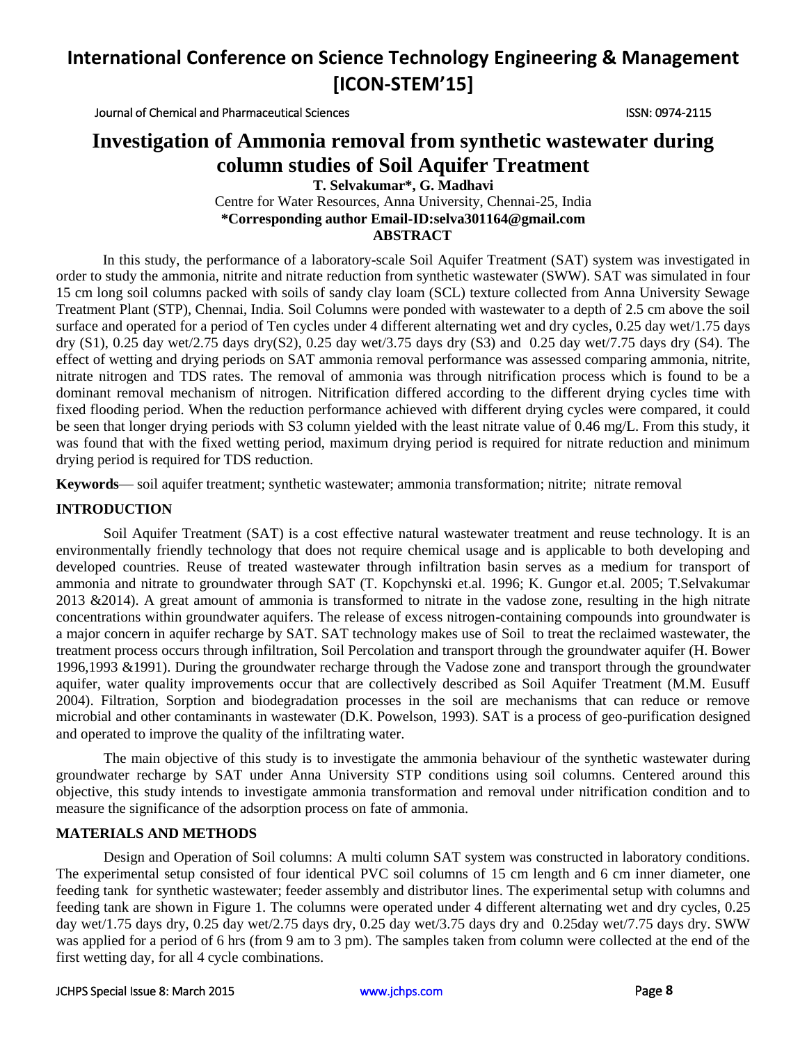# Investigation of Ammonia removal from synthetic wastewater during column studies of Soil Aquifer Treatment

**T. Selvakumar\*, G. Madhavi**

Centre for Water Resources, Anna University, Chennai-25, India

**\*Corresponding author Email-ID:selva301164@gmail.com**

## ABSTRACT

In this study, the performance of a laboratory-scale Soil Aquifer Treatment (SAT) system was investigated in order to study the ammonia, nitrite and nitrate reduction from synthetic wastewater (SWW). SAT was simulated in four 15 cm long soil columns packed with soils of sandy clay loam (SCL) texture collected from Anna University Sewage Treatment Plant (STP), Chennai, India. Soil Columns were ponded with wastewater to a depth of 2.5 cm above the soil surface and operated for a period of Ten cycles under 4 different alternating wet and dry cycles, 0.25 day wet/1.75 days dry (S1), 0.25 day wet/2.75 days dry(S2), 0.25 day wet/3.75 days dry (S3) and 0.25 day wet/7.75 days dry (S4). The effect of wetting and drying periods on SAT ammonia removal performance was assessed comparing ammonia, nitrite, nitrate nitrogen and TDS rates. The removal of ammonia was through nitrification process which is found to be a dominant removal mechanism of nitrogen. Nitrification differed according to the different drying cycles time with fixed flooding period. When the reduction performance achieved with different drying cycles were compared, it could be seen that longer drying periods with S3 column yielded with the least nitrate value of 0.46 mg/L. From this study, it was found that with the fixed wetting period, maximum drying period is required for nitrate reduction and minimum drying period is required for TDS reduction.

**Keywords**— soil aquifer treatment; synthetic wastewater; ammonia transformation; nitrite; nitrate removal

## INTRODUCTION

Soil Aquifer Treatment (SAT) is a cost effective natural wastewater treatment and reuse technology. It is an environmentally friendly technology that does not require chemical usage and is applicable to both developing and developed countries. Reuse of treated wastewater through infiltration basin serves as a medium for transport of ammonia and nitrate to groundwater through SAT (T. Kopchynski et.al. 1996; K. Gungor et.al. 2005; T.Selvakumar 2013 &2014). A great amount of ammonia is transformed to nitrate in the vadose zone, resulting in the high nitrate concentrations within groundwater aquifers. The release of excess nitrogen-containing compounds into groundwater is a major concern in aquifer recharge by SAT. SAT technology makes use of Soil to treat the reclaimed wastewater, the treatment process occurs through infiltration, Soil Percolation and transport through the groundwater aquifer (H. Bower 1996,1993 &1991). During the groundwater recharge through the Vadose zone and transport through the groundwater aquifer, water quality improvements occur that are collectively described as Soil Aquifer Treatment (M.M. Eusuff 2004). Filtration, Sorption and biodegradation processes in the soil are mechanisms that can reduce or remove microbial and other contaminants in wastewater (D.K. Powelson, 1993). SAT is a process of geo-purification designed and operated to improve the quality of the infiltrating water.

The main objective of this study is to investigate the ammonia behaviour of the synthetic wastewater during groundwater recharge by SAT under Anna University STP conditions using soil columns. Centered around this objective, this study intends to investigate ammonia transformation and removal under nitrification condition and to measure the significance of the adsorption process on fate of ammonia.

## MATERIALS AND METHODS

Design and Operation of Soil columns: A multi column SAT system was constructed in laboratory conditions. The experimental setup consisted of four identical PVC soil columns of 15 cm length and 6 cm inner diameter, one feeding tank for synthetic wastewater; feeder assembly and distributor lines. The experimental setup with columns and feeding tank are shown in Figure 1. The columns were operated under 4 different alternating wet and dry cycles, 0.25 day wet/1.75 days dry, 0.25 day wet/2.75 days dry, 0.25 day wet/3.75 days dry and 0.25day wet/7.75 days dry. SWW was applied for a period of 6 hrs (from 9 am to 3 pm). The samples taken from column were collected at the end of the first wetting day, for all 4 cycle combinations.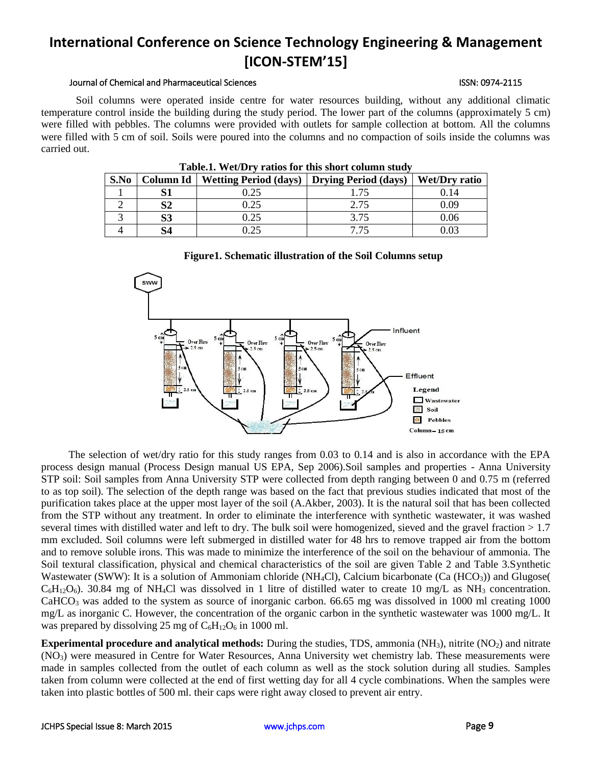Soil columns were operated inside centre for water resources building, without any additional climatic temperature control inside the building during the study period. The lower part of the columns (approximately 5 cm) were filled with pebbles. The columns were provided with outlets for sample collection at bottom. All the columns were filled with 5 cm of soil. Soils were poured into the columns and no compaction of soils inside the columns was carried out.

**Table.1. Wet/Dry ratios for this short column study**

| S.No | Column Id | Wetting Period (days) | Drying Period (days) | Wet/Dry ratio |
|---|---|---|---|---|
| 1 | **S1** | 0.25 | 1.75 | 0.14 |
| 2 | **S2** | 0.25 | 2.75 | 0.09 |
| 3 | **S3** | 0.25 | 3.75 | 0.06 |
| 4 | **S4** | 0.25 | 7.75 | 0.03 |

**Figure1. Schematic illustration of the Soil Columns setup**

The selection of wet/dry ratio for this study ranges from 0.03 to 0.14 and is also in accordance with the EPA process design manual (Process Design manual US EPA, Sep 2006).Soil samples and properties - Anna University STP soil: Soil samples from Anna University STP were collected from depth ranging between 0 and 0.75 m (referred to as top soil). The selection of the depth range was based on the fact that previous studies indicated that most of the purification takes place at the upper most layer of the soil (A.Akber, 2003). It is the natural soil that has been collected from the STP without any treatment. In order to eliminate the interference with synthetic wastewater, it was washed several times with distilled water and left to dry. The bulk soil were homogenized, sieved and the gravel fraction > 1.7 mm excluded. Soil columns were left submerged in distilled water for 48 hrs to remove trapped air from the bottom and to remove soluble irons. This was made to minimize the interference of the soil on the behaviour of ammonia. The Soil textural classification, physical and chemical characteristics of the soil are given Table 2 and Table 3.Synthetic Wastewater (SWW): It is a solution of Ammoniam chloride ($NH_4Cl$), Calcium bicarbonate (Ca ($HCO_3$)) and Glugose( $C_6H_{12}O_6$). 30.84 mg of $NH_4Cl$ was dissolved in 1 litre of distilled water to create 10 mg/L as $NH_3$ concentration. $CaHCO_3$ was added to the system as source of inorganic carbon. 66.65 mg was dissolved in 1000 ml creating 1000 mg/L as inorganic C. However, the concentration of the organic carbon in the synthetic wastewater was 1000 mg/L. It was prepared by dissolving 25 mg of $C_6H_{12}O_6$ in 1000 ml.

**Experimental procedure and analytical methods:** During the studies, TDS, ammonia ($NH_3$), nitrite ($NO_2$) and nitrate ($NO_3$) were measured in Centre for Water Resources, Anna University wet chemistry lab. These measurements were made in samples collected from the outlet of each column as well as the stock solution during all studies. Samples taken from column were collected at the end of first wetting day for all 4 cycle combinations. When the samples were taken into plastic bottles of 500 ml. their caps were right away closed to prevent air entry.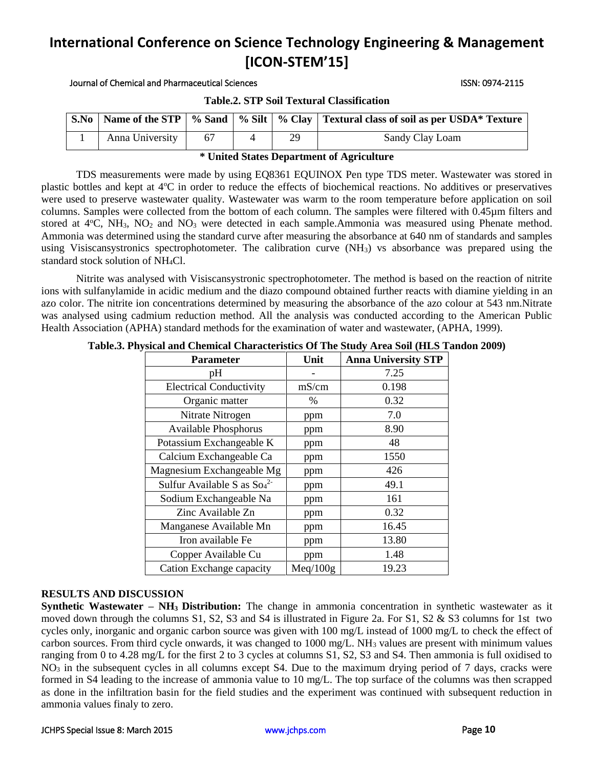**Table.2. STP Soil Textural Classification**

| S.No | Name of the STP | % Sand | % Silt | % Clay | Textural class of soil as per USDA* Texture |
|---|---|---|---|---|---|
| 1 | Anna University | 67 | 4 | 29 | Sandy Clay Loam |

**\* United States Department of Agriculture**

TDS measurements were made by using EQ8361 EQUINOX Pen type TDS meter. Wastewater was stored in plastic bottles and kept at 4ºC in order to reduce the effects of biochemical reactions. No additives or preservatives were used to preserve wastewater quality. Wastewater was warm to the room temperature before application on soil columns. Samples were collected from the bottom of each column. The samples were filtered with 0.45µm filters and stored at 4ºC, $NH_3$, $NO_2$ and $NO_3$ were detected in each sample.Ammonia was measured using Phenate method. Ammonia was determined using the standard curve after measuring the absorbance at 640 nm of standards and samples using Visiscansystronics spectrophotometer. The calibration curve ($NH_3$) vs absorbance was prepared using the standard stock solution of $NH_4Cl$.

Nitrite was analysed with Visiscansystronic spectrophotometer. The method is based on the reaction of nitrite ions with sulfanylamide in acidic medium and the diazo compound obtained further reacts with diamine yielding in an azo color. The nitrite ion concentrations determined by measuring the absorbance of the azo colour at 543 nm.Nitrate was analysed using cadmium reduction method. All the analysis was conducted according to the American Public Health Association (APHA) standard methods for the examination of water and wastewater, (APHA, 1999).

**Table.3. Physical and Chemical Characteristics Of The Study Area Soil (HLS Tandon 2009)**

| Parameter | Unit | Anna University STP |
|---|---|---|
| pH | - | 7.25 |
| Electrical Conductivity | mS/cm | 0.198 |
| Organic matter | % | 0.32 |
| Nitrate Nitrogen | ppm | 7.0 |
| Available Phosphorus | ppm | 8.90 |
| Potassium Exchangeable K | ppm | 48 |
| Calcium Exchangeable Ca | ppm | 1550 |
| Magnesium Exchangeable Mg | ppm | 426 |
| Sulfur Available S as $So_4^{2-}$ | ppm | 49.1 |
| Sodium Exchangeable Na | ppm | 161 |
| Zinc Available Zn | ppm | 0.32 |
| Manganese Available Mn | ppm | 16.45 |
| Iron available Fe | ppm | 13.80 |
| Copper Available Cu | ppm | 1.48 |
| Cation Exchange capacity | Meq/100g | 19.23 |

## RESULTS AND DISCUSSION

**Synthetic Wastewater – $NH_3$ Distribution:** The change in ammonia concentration in synthetic wastewater as it moved down through the columns S1, S2, S3 and S4 is illustrated in Figure 2a. For S1, S2 & S3 columns for 1st two cycles only, inorganic and organic carbon source was given with 100 mg/L instead of 1000 mg/L to check the effect of carbon sources. From third cycle onwards, it was changed to 1000 mg/L. $NH_3$ values are present with minimum values ranging from 0 to 4.28 mg/L for the first 2 to 3 cycles at columns S1, S2, S3 and S4. Then ammonia is full oxidised to $NO_3$ in the subsequent cycles in all columns except S4. Due to the maximum drying period of 7 days, cracks were formed in S4 leading to the increase of ammonia value to 10 mg/L. The top surface of the columns was then scrapped as done in the infiltration basin for the field studies and the experiment was continued with subsequent reduction in ammonia values finaly to zero.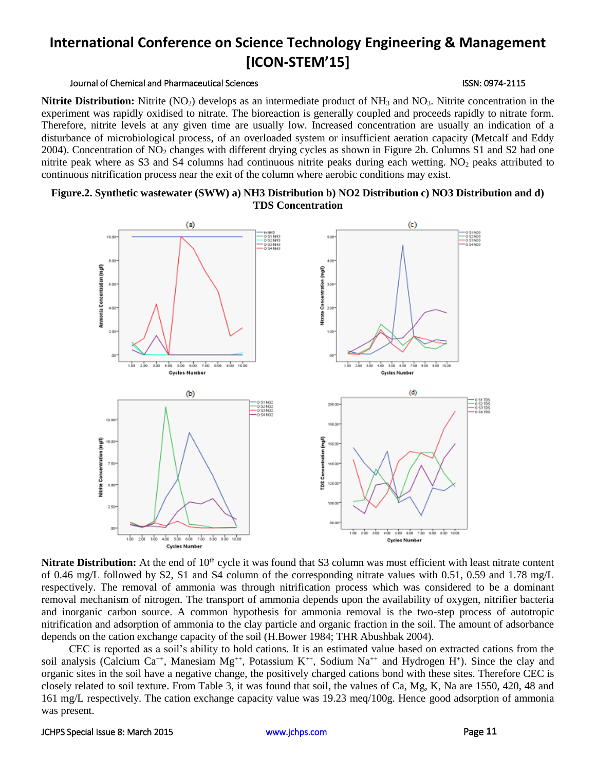**Nitrite Distribution:** Nitrite ($NO_2$) develops as an intermediate product of $NH_3$ and $NO_3$. Nitrite concentration in the experiment was rapidly oxidised to nitrate. The bioreaction is generally coupled and proceeds rapidly to nitrate form. Therefore, nitrite levels at any given time are usually low. Increased concentration are usually an indication of a disturbance of microbiological process, of an overloaded system or insufficient aeration capacity (Metcalf and Eddy 2004). Concentration of $NO_2$ changes with different drying cycles as shown in Figure 2b. Columns S1 and S2 had one nitrite peak where as S3 and S4 columns had continuous nitrite peaks during each wetting. $NO_2$ peaks attributed to continuous nitrification process near the exit of the column where aerobic conditions may exist.

**Figure.2. Synthetic wastewater (SWW) a) NH3 Distribution b) NO2 Distribution c) NO3 Distribution and d) TDS Concentration**

**Nitrate Distribution:** At the end of 10th cycle it was found that S3 column was most efficient with least nitrate content of 0.46 mg/L followed by S2, S1 and S4 column of the corresponding nitrate values with 0.51, 0.59 and 1.78 mg/L respectively. The removal of ammonia was through nitrification process which was considered to be a dominant removal mechanism of nitrogen. The transport of ammonia depends upon the availability of oxygen, nitrifier bacteria and inorganic carbon source. A common hypothesis for ammonia removal is the two-step process of autotropic nitrification and adsorption of ammonia to the clay particle and organic fraction in the soil. The amount of adsorbance depends on the cation exchange capacity of the soil (H.Bower 1984; THR Abushbak 2004).

CEC is reported as a soil's ability to hold cations. It is an estimated value based on extracted cations from the soil analysis (Calcium $Ca^{++}$, Manesiam $Mg^{++}$, Potassium $K^{++}$, Sodium $Na^{++}$ and Hydrogen $H^{+}$). Since the clay and organic sites in the soil have a negative change, the positively charged cations bond with these sites. Therefore CEC is closely related to soil texture. From Table 3, it was found that soil, the values of Ca, Mg, K, Na are 1550, 420, 48 and 161 mg/L respectively. The cation exchange capacity value was 19.23 meq/100g. Hence good adsorption of ammonia was present.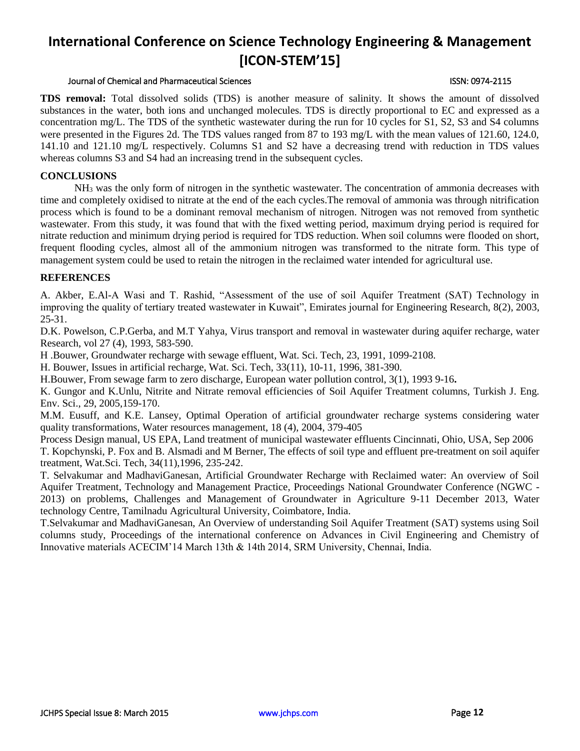**TDS removal:** Total dissolved solids (TDS) is another measure of salinity. It shows the amount of dissolved substances in the water, both ions and unchanged molecules. TDS is directly proportional to EC and expressed as a concentration mg/L. The TDS of the synthetic wastewater during the run for 10 cycles for S1, S2, S3 and S4 columns were presented in the Figures 2d. The TDS values ranged from 87 to 193 mg/L with the mean values of 121.60, 124.0, 141.10 and 121.10 mg/L respectively. Columns S1 and S2 have a decreasing trend with reduction in TDS values whereas columns S3 and S4 had an increasing trend in the subsequent cycles.

## CONCLUSIONS

$NH_3$ was the only form of nitrogen in the synthetic wastewater. The concentration of ammonia decreases with time and completely oxidised to nitrate at the end of the each cycles.The removal of ammonia was through nitrification process which is found to be a dominant removal mechanism of nitrogen. Nitrogen was not removed from synthetic wastewater. From this study, it was found that with the fixed wetting period, maximum drying period is required for nitrate reduction and minimum drying period is required for TDS reduction. When soil columns were flooded on short, frequent flooding cycles, almost all of the ammonium nitrogen was transformed to the nitrate form. This type of management system could be used to retain the nitrogen in the reclaimed water intended for agricultural use.

## REFERENCES

A. Akber, E.Al-A Wasi and T. Rashid, "Assessment of the use of soil Aquifer Treatment (SAT) Technology in improving the quality of tertiary treated wastewater in Kuwait", Emirates journal for Engineering Research, 8(2), 2003, 25-31.

D.K. Powelson, C.P.Gerba, and M.T Yahya, Virus transport and removal in wastewater during aquifer recharge, water Research, vol 27 (4), 1993, 583-590.

H .Bouwer, Groundwater recharge with sewage effluent, Wat. Sci. Tech, 23, 1991, 1099-2108.

H. Bouwer, Issues in artificial recharge, Wat. Sci. Tech, 33(11), 10-11, 1996, 381-390.

H.Bouwer, From sewage farm to zero discharge, European water pollution control, 3(1), 1993 9-16.

K. Gungor and K.Unlu, Nitrite and Nitrate removal efficiencies of Soil Aquifer Treatment columns, Turkish J. Eng. Env. Sci., 29, 2005,159-170.

M.M. Eusuff, and K.E. Lansey, Optimal Operation of artificial groundwater recharge systems considering water quality transformations, Water resources management, 18 (4), 2004, 379-405

Process Design manual, US EPA, Land treatment of municipal wastewater effluents Cincinnati, Ohio, USA, Sep 2006

T. Kopchynski, P. Fox and B. Alsmadi and M Berner, The effects of soil type and effluent pre-treatment on soil aquifer treatment, Wat.Sci. Tech, 34(11),1996, 235-242.

T. Selvakumar and MadhaviGanesan, Artificial Groundwater Recharge with Reclaimed water: An overview of Soil Aquifer Treatment, Technology and Management Practice, Proceedings National Groundwater Conference (NGWC - 2013) on problems, Challenges and Management of Groundwater in Agriculture 9-11 December 2013, Water technology Centre, Tamilnadu Agricultural University, Coimbatore, India.

T.Selvakumar and MadhaviGanesan, An Overview of understanding Soil Aquifer Treatment (SAT) systems using Soil columns study, Proceedings of the international conference on Advances in Civil Engineering and Chemistry of Innovative materials ACECIM'14 March 13th & 14th 2014, SRM University, Chennai, India.